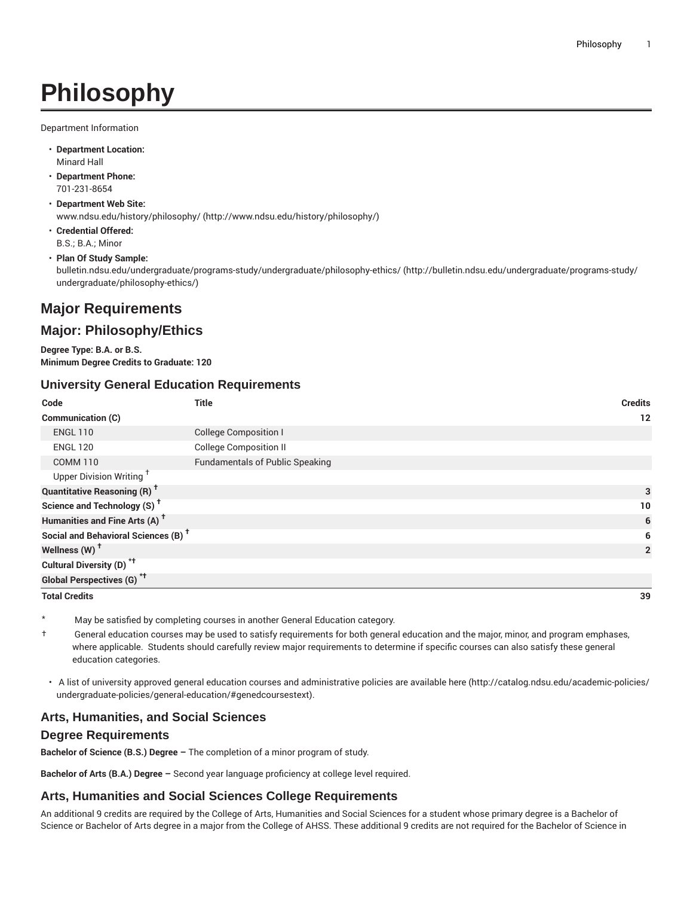# Philosophy

Department Information

- **Department Location:**
  Minard Hall
- **Department Phone:**
  701-231-8654
- **Department Web Site:**
  www.ndsu.edu/history/philosophy/ (http://www.ndsu.edu/history/philosophy/)
- **Credential Offered:**
  B.S.; B.A.; Minor
- **Plan Of Study Sample:**
  bulletin.ndsu.edu/undergraduate/programs-study/undergraduate/philosophy-ethics/ (http://bulletin.ndsu.edu/undergraduate/programs-study/undergraduate/philosophy-ethics/)

## Major Requirements

## Major: Philosophy/Ethics

**Degree Type: B.A. or B.S.**
**Minimum Degree Credits to Graduate: 120**

### University General Education Requirements

| Code | Title | Credits |
|---|---|---|
| **Communication (C)** | | **12** |
| ENGL 110 | College Composition I | |
| ENGL 120 | College Composition II | |
| COMM 110 | Fundamentals of Public Speaking | |
| Upper Division Writing † | | |
| **Quantitative Reasoning (R) †** | | **3** |
| **Science and Technology (S) †** | | **10** |
| **Humanities and Fine Arts (A) †** | | **6** |
| **Social and Behavioral Sciences (B) †** | | **6** |
| **Wellness (W) †** | | **2** |
| **Cultural Diversity (D) *†** | | |
| **Global Perspectives (G) *†** | | |
| **Total Credits** | | **39** |

\* May be satisfied by completing courses in another General Education category.

† General education courses may be used to satisfy requirements for both general education and the major, minor, and program emphases, where applicable. Students should carefully review major requirements to determine if specific courses can also satisfy these general education categories.

- A list of university approved general education courses and administrative policies are available here (http://catalog.ndsu.edu/academic-policies/undergraduate-policies/general-education/#genedcoursestext).

### Arts, Humanities, and Social Sciences

### Degree Requirements

**Bachelor of Science (B.S.) Degree –** The completion of a minor program of study.

**Bachelor of Arts (B.A.) Degree –** Second year language proficiency at college level required.

### Arts, Humanities and Social Sciences College Requirements

An additional 9 credits are required by the College of Arts, Humanities and Social Sciences for a student whose primary degree is a Bachelor of Science or Bachelor of Arts degree in a major from the College of AHSS. These additional 9 credits are not required for the Bachelor of Science in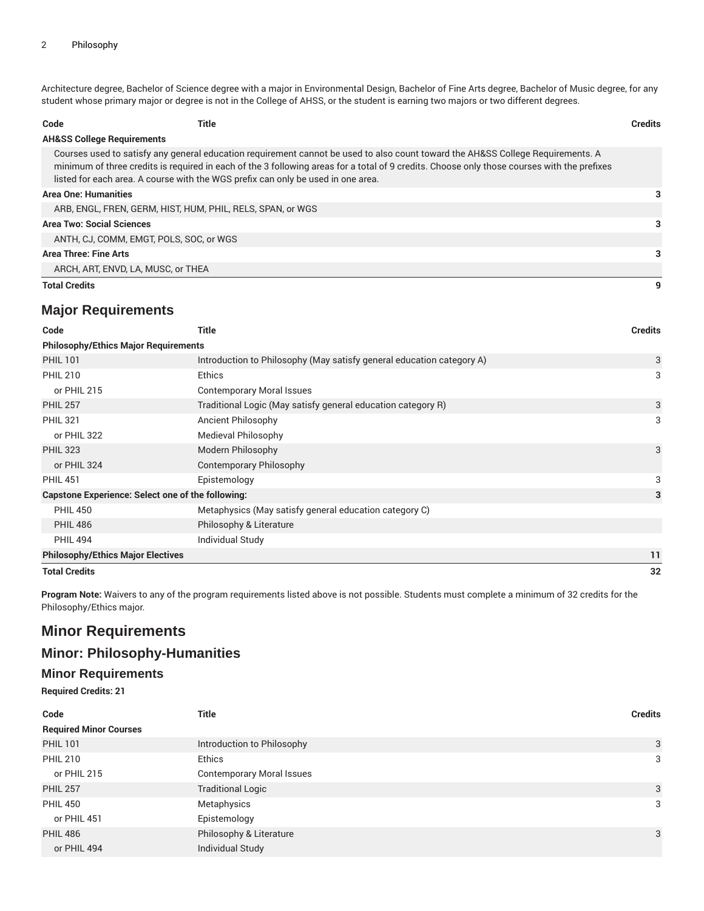Architecture degree, Bachelor of Science degree with a major in Environmental Design, Bachelor of Fine Arts degree, Bachelor of Music degree, for any student whose primary major or degree is not in the College of AHSS, or the student is earning two majors or two different degrees.

| Code | Title | Credits |
|---|---|---|
| **AH&SS College Requirements** | | |
| Courses used to satisfy any general education requirement cannot be used to also count toward the AH&SS College Requirements. A minimum of three credits is required in each of the 3 following areas for a total of 9 credits. Choose only those courses with the prefixes listed for each area. A course with the WGS prefix can only be used in one area. | | |
| **Area One: Humanities** | | 3 |
| ARB, ENGL, FREN, GERM, HIST, HUM, PHIL, RELS, SPAN, or WGS | | |
| **Area Two: Social Sciences** | | 3 |
| ANTH, CJ, COMM, EMGT, POLS, SOC, or WGS | | |
| **Area Three: Fine Arts** | | 3 |
| ARCH, ART, ENVD, LA, MUSC, or THEA | | |
| **Total Credits** | | **9** |

## Major Requirements

| Code | Title | Credits |
|---|---|---|
| **Philosophy/Ethics Major Requirements** | | |
| PHIL 101 | Introduction to Philosophy (May satisfy general education category A) | 3 |
| PHIL 210 | Ethics | 3 |
| or PHIL 215 | Contemporary Moral Issues | |
| PHIL 257 | Traditional Logic (May satisfy general education category R) | 3 |
| PHIL 321 | Ancient Philosophy | 3 |
| or PHIL 322 | Medieval Philosophy | |
| PHIL 323 | Modern Philosophy | 3 |
| or PHIL 324 | Contemporary Philosophy | |
| PHIL 451 | Epistemology | 3 |
| **Capstone Experience: Select one of the following:** | | **3** |
| PHIL 450 | Metaphysics (May satisfy general education category C) | |
| PHIL 486 | Philosophy & Literature | |
| PHIL 494 | Individual Study | |
| **Philosophy/Ethics Major Electives** | | **11** |
| **Total Credits** | | **32** |

**Program Note:** Waivers to any of the program requirements listed above is not possible. Students must complete a minimum of 32 credits for the Philosophy/Ethics major.

## Minor Requirements

## Minor: Philosophy-Humanities

### Minor Requirements

**Required Credits: 21**

| Code | Title | Credits |
|---|---|---|
| **Required Minor Courses** | | |
| PHIL 101 | Introduction to Philosophy | 3 |
| PHIL 210 | Ethics | 3 |
| or PHIL 215 | Contemporary Moral Issues | |
| PHIL 257 | Traditional Logic | 3 |
| PHIL 450 | Metaphysics | 3 |
| or PHIL 451 | Epistemology | |
| PHIL 486 | Philosophy & Literature | 3 |
| or PHIL 494 | Individual Study | |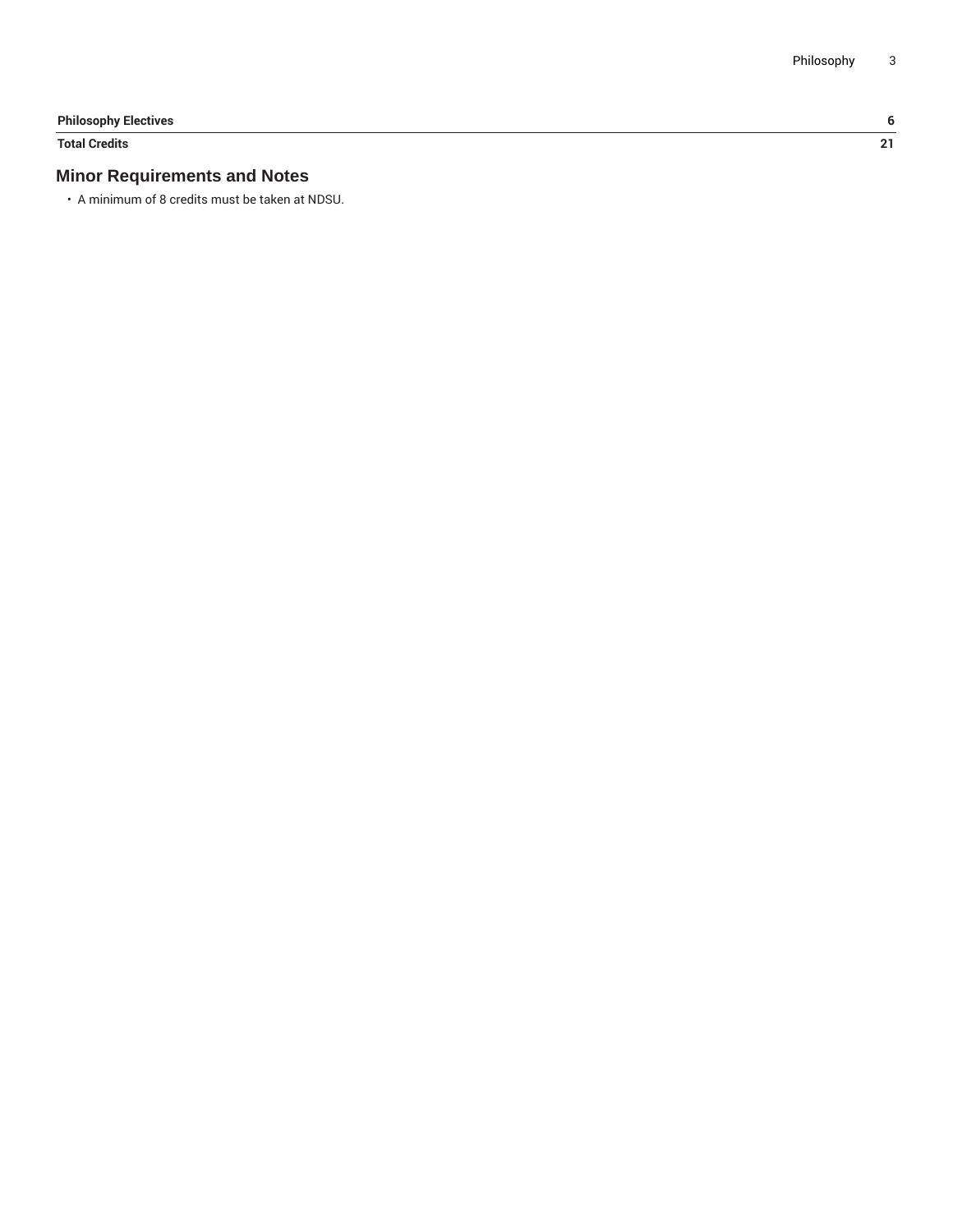| | |
|---|---|
| **Philosophy Electives** | **6** |
| **Total Credits** | **21** |

## Minor Requirements and Notes

- A minimum of 8 credits must be taken at NDSU.